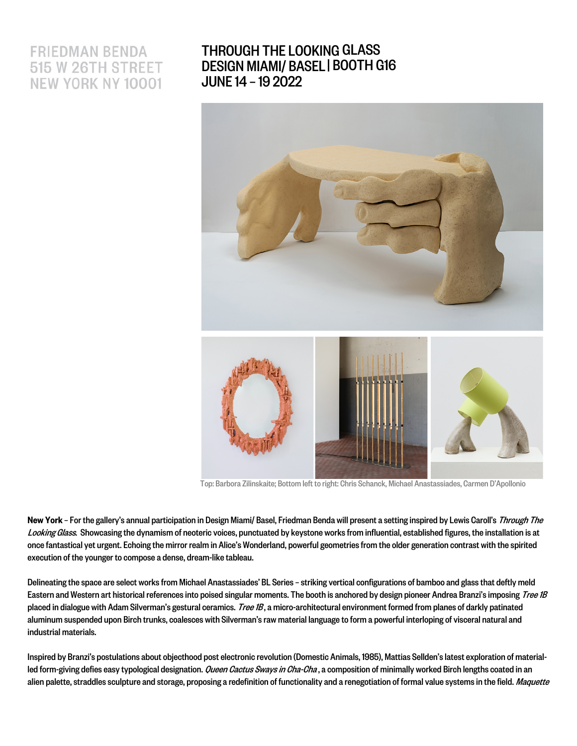FRIEDMAN BENDA
515 W 26TH STREET
NEW YORK NY 10001

# THROUGH THE LOOKING GLASS
## DESIGN MIAMI/ BASEL | BOOTH G16
## JUNE 14 – 19 2022

Top: Barbora Zilinskaite; Bottom left to right: Chris Schanck, Michael Anastassiades, Carmen D'Apollonio

**New York** – For the gallery's annual participation in Design Miami/ Basel, Friedman Benda will present a setting inspired by Lewis Caroll's *Through The Looking Glass*. Showcasing the dynamism of neoteric voices, punctuated by keystone works from influential, established figures, the installation is at once fantastical yet urgent. Echoing the mirror realm in Alice's Wonderland, powerful geometries from the older generation contrast with the spirited execution of the younger to compose a dense, dream-like tableau.

Delineating the space are select works from Michael Anastassiades' BL Series – striking vertical configurations of bamboo and glass that deftly meld Eastern and Western art historical references into poised singular moments. The booth is anchored by design pioneer Andrea Branzi's imposing *Tree 1B* placed in dialogue with Adam Silverman's gestural ceramics. *Tree 1B*, a micro-architectural environment formed from planes of darkly patinated aluminum suspended upon Birch trunks, coalesces with Silverman's raw material language to form a powerful interloping of visceral natural and industrial materials.

Inspired by Branzi's postulations about objecthood post electronic revolution (Domestic Animals, 1985), Mattias Sellden's latest exploration of material-led form-giving defies easy typological designation. *Queen Cactus Sways in Cha-Cha*, a composition of minimally worked Birch lengths coated in an alien palette, straddles sculpture and storage, proposing a redefinition of functionality and a renegotiation of formal value systems in the field. *Maquette*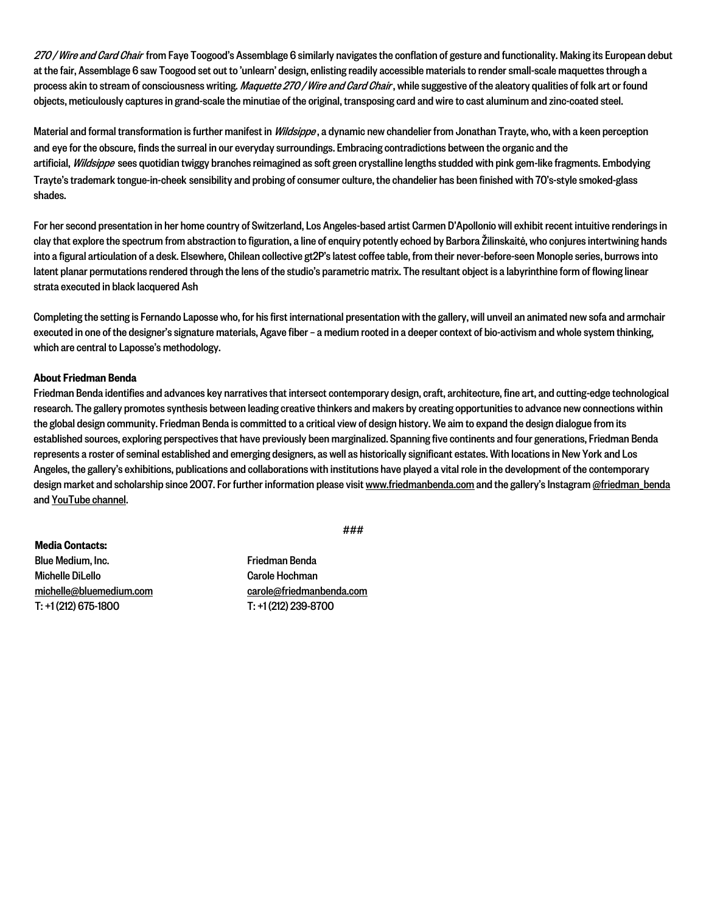*270 / Wire and Card Chair* from Faye Toogood's Assemblage 6 similarly navigates the conflation of gesture and functionality. Making its European debut at the fair, Assemblage 6 saw Toogood set out to 'unlearn' design, enlisting readily accessible materials to render small-scale maquettes through a process akin to stream of consciousness writing. *Maquette 270 / Wire and Card Chair*, while suggestive of the aleatory qualities of folk art or found objects, meticulously captures in grand-scale the minutiae of the original, transposing card and wire to cast aluminum and zinc-coated steel.

Material and formal transformation is further manifest in *Wildsippe*, a dynamic new chandelier from Jonathan Trayte, who, with a keen perception and eye for the obscure, finds the surreal in our everyday surroundings. Embracing contradictions between the organic and the artificial, *Wildsippe* sees quotidian twiggy branches reimagined as soft green crystalline lengths studded with pink gem-like fragments. Embodying Trayte's trademark tongue-in-cheek sensibility and probing of consumer culture, the chandelier has been finished with 70's-style smoked-glass shades.

For her second presentation in her home country of Switzerland, Los Angeles-based artist Carmen D'Apollonio will exhibit recent intuitive renderings in clay that explore the spectrum from abstraction to figuration, a line of enquiry potently echoed by Barbora Žilinskaitė, who conjures intertwining hands into a figural articulation of a desk. Elsewhere, Chilean collective gt2P's latest coffee table, from their never-before-seen Monople series, burrows into latent planar permutations rendered through the lens of the studio's parametric matrix. The resultant object is a labyrinthine form of flowing linear strata executed in black lacquered Ash

Completing the setting is Fernando Laposse who, for his first international presentation with the gallery, will unveil an animated new sofa and armchair executed in one of the designer's signature materials, Agave fiber – a medium rooted in a deeper context of bio-activism and whole system thinking, which are central to Laposse's methodology.

**About Friedman Benda**
Friedman Benda identifies and advances key narratives that intersect contemporary design, craft, architecture, fine art, and cutting-edge technological research. The gallery promotes synthesis between leading creative thinkers and makers by creating opportunities to advance new connections within the global design community. Friedman Benda is committed to a critical view of design history. We aim to expand the design dialogue from its established sources, exploring perspectives that have previously been marginalized. Spanning five continents and four generations, Friedman Benda represents a roster of seminal established and emerging designers, as well as historically significant estates. With locations in New York and Los Angeles, the gallery's exhibitions, publications and collaborations with institutions have played a vital role in the development of the contemporary design market and scholarship since 2007. For further information please visit www.friedmanbenda.com and the gallery's Instagram @friedman_benda and YouTube channel.

###

**Media Contacts:**

Blue Medium, Inc.
Michelle DiLello
michelle@bluemedium.com
T: +1 (212) 675-1800

Friedman Benda
Carole Hochman
carole@friedmanbenda.com
T: +1 (212) 239-8700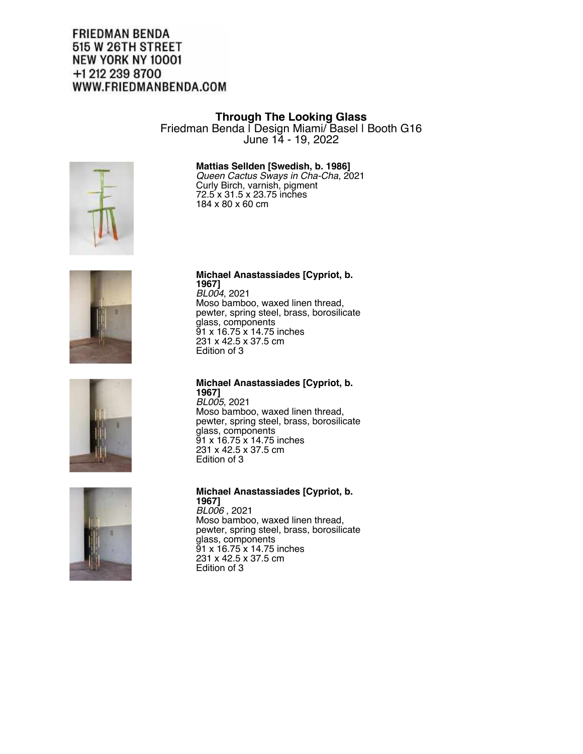FRIEDMAN BENDA
515 W 26TH STREET
NEW YORK NY 10001
+1 212 239 8700
WWW.FRIEDMANBENDA.COM

**Through The Looking Glass**
Friedman Benda | Design Miami/ Basel | Booth G16
June 14 - 19, 2022

**Mattias Sellden [Swedish, b. 1986]**
*Queen Cactus Sways in Cha-Cha*, 2021
Curly Birch, varnish, pigment
72.5 x 31.5 x 23.75 inches
184 x 80 x 60 cm

**Michael Anastassiades [Cypriot, b. 1967]**
*BL004*, 2021
Moso bamboo, waxed linen thread, pewter, spring steel, brass, borosilicate glass, components
91 x 16.75 x 14.75 inches
231 x 42.5 x 37.5 cm
Edition of 3

**Michael Anastassiades [Cypriot, b. 1967]**
*BL005*, 2021
Moso bamboo, waxed linen thread, pewter, spring steel, brass, borosilicate glass, components
91 x 16.75 x 14.75 inches
231 x 42.5 x 37.5 cm
Edition of 3

**Michael Anastassiades [Cypriot, b. 1967]**
*BL006* , 2021
Moso bamboo, waxed linen thread, pewter, spring steel, brass, borosilicate glass, components
91 x 16.75 x 14.75 inches
231 x 42.5 x 37.5 cm
Edition of 3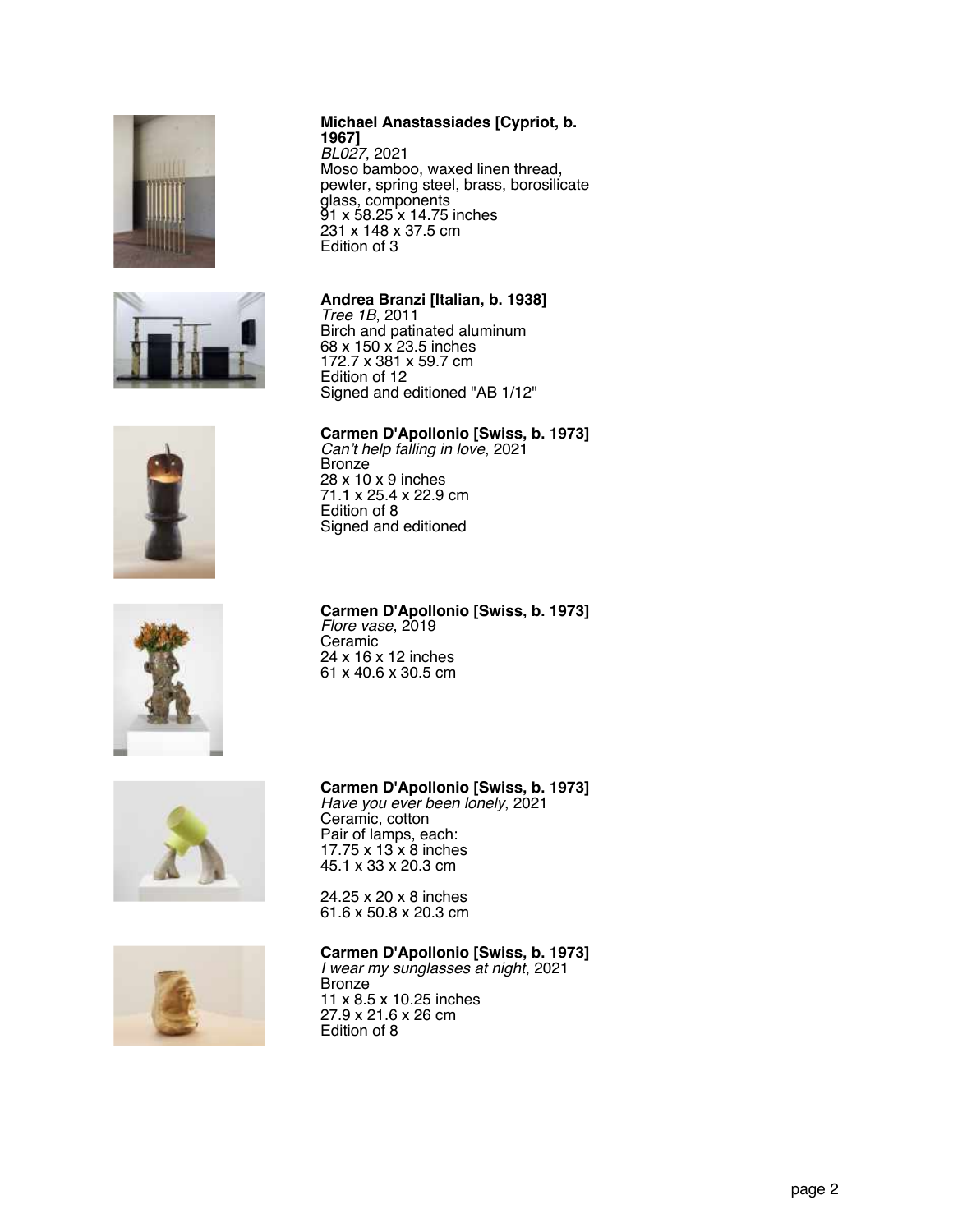**Michael Anastassiades [Cypriot, b. 1967]**
*BL027*, 2021
Moso bamboo, waxed linen thread, pewter, spring steel, brass, borosilicate glass, components
91 x 58.25 x 14.75 inches
231 x 148 x 37.5 cm
Edition of 3

**Andrea Branzi [Italian, b. 1938]**
*Tree 1B*, 2011
Birch and patinated aluminum
68 x 150 x 23.5 inches
172.7 x 381 x 59.7 cm
Edition of 12
Signed and editioned "AB 1/12"

**Carmen D'Apollonio [Swiss, b. 1973]**
*Can't help falling in love*, 2021
Bronze
28 x 10 x 9 inches
71.1 x 25.4 x 22.9 cm
Edition of 8
Signed and editioned

**Carmen D'Apollonio [Swiss, b. 1973]**
*Flore vase*, 2019
Ceramic
24 x 16 x 12 inches
61 x 40.6 x 30.5 cm

**Carmen D'Apollonio [Swiss, b. 1973]**
*Have you ever been lonely*, 2021
Ceramic, cotton
Pair of lamps, each:
17.75 x 13 x 8 inches
45.1 x 33 x 20.3 cm

24.25 x 20 x 8 inches
61.6 x 50.8 x 20.3 cm

**Carmen D'Apollonio [Swiss, b. 1973]**
*I wear my sunglasses at night*, 2021
Bronze
11 x 8.5 x 10.25 inches
27.9 x 21.6 x 26 cm
Edition of 8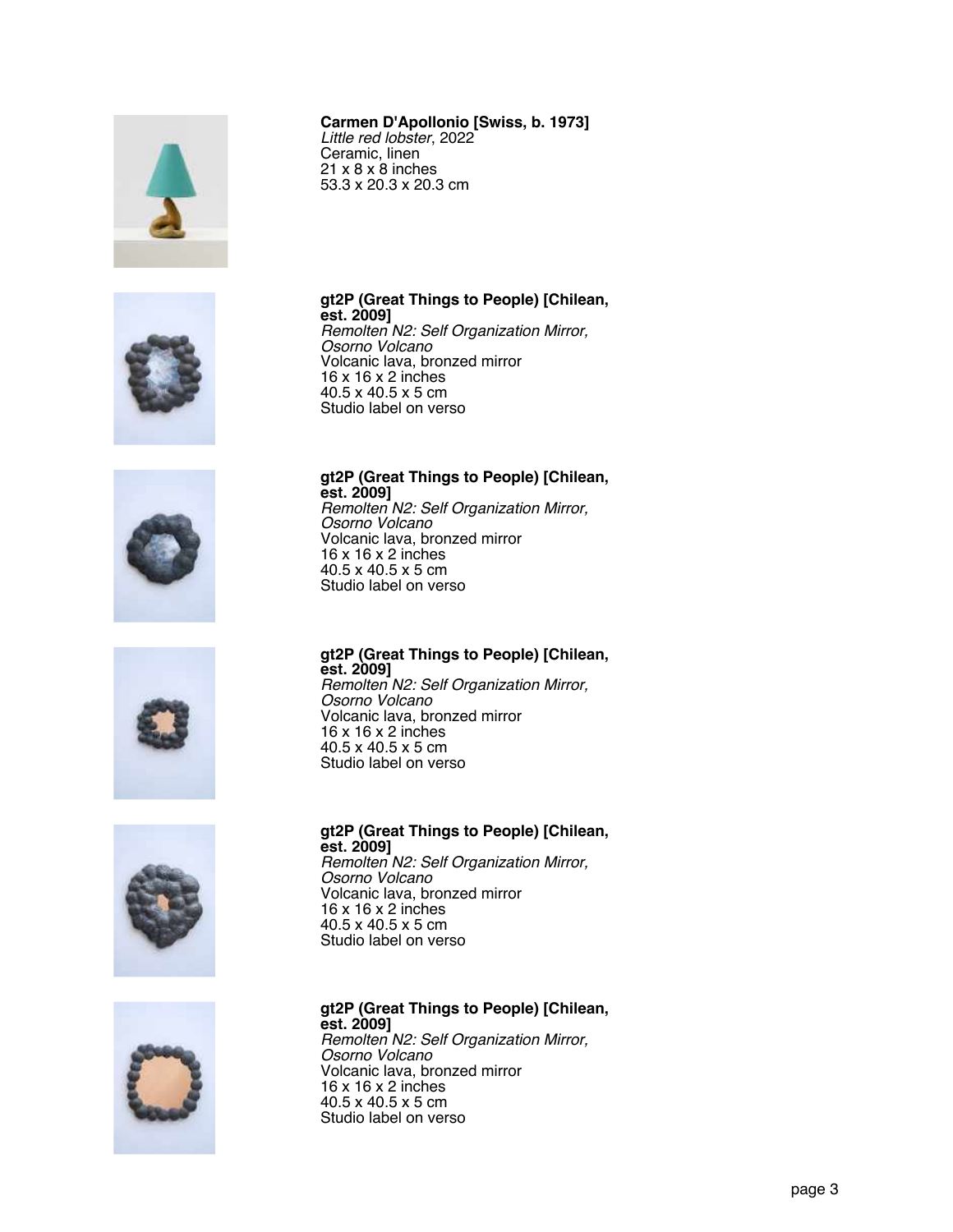**Carmen D'Apollonio [Swiss, b. 1973]**
*Little red lobster*, 2022
Ceramic, linen
21 x 8 x 8 inches
53.3 x 20.3 x 20.3 cm

**gt2P (Great Things to People) [Chilean, est. 2009]**
*Remolten N2: Self Organization Mirror, Osorno Volcano*
Volcanic lava, bronzed mirror
16 x 16 x 2 inches
40.5 x 40.5 x 5 cm
Studio label on verso

**gt2P (Great Things to People) [Chilean, est. 2009]**
*Remolten N2: Self Organization Mirror, Osorno Volcano*
Volcanic lava, bronzed mirror
16 x 16 x 2 inches
40.5 x 40.5 x 5 cm
Studio label on verso

**gt2P (Great Things to People) [Chilean, est. 2009]**
*Remolten N2: Self Organization Mirror, Osorno Volcano*
Volcanic lava, bronzed mirror
16 x 16 x 2 inches
40.5 x 40.5 x 5 cm
Studio label on verso

**gt2P (Great Things to People) [Chilean, est. 2009]**
*Remolten N2: Self Organization Mirror, Osorno Volcano*
Volcanic lava, bronzed mirror
16 x 16 x 2 inches
40.5 x 40.5 x 5 cm
Studio label on verso

**gt2P (Great Things to People) [Chilean, est. 2009]**
*Remolten N2: Self Organization Mirror, Osorno Volcano*
Volcanic lava, bronzed mirror
16 x 16 x 2 inches
40.5 x 40.5 x 5 cm
Studio label on verso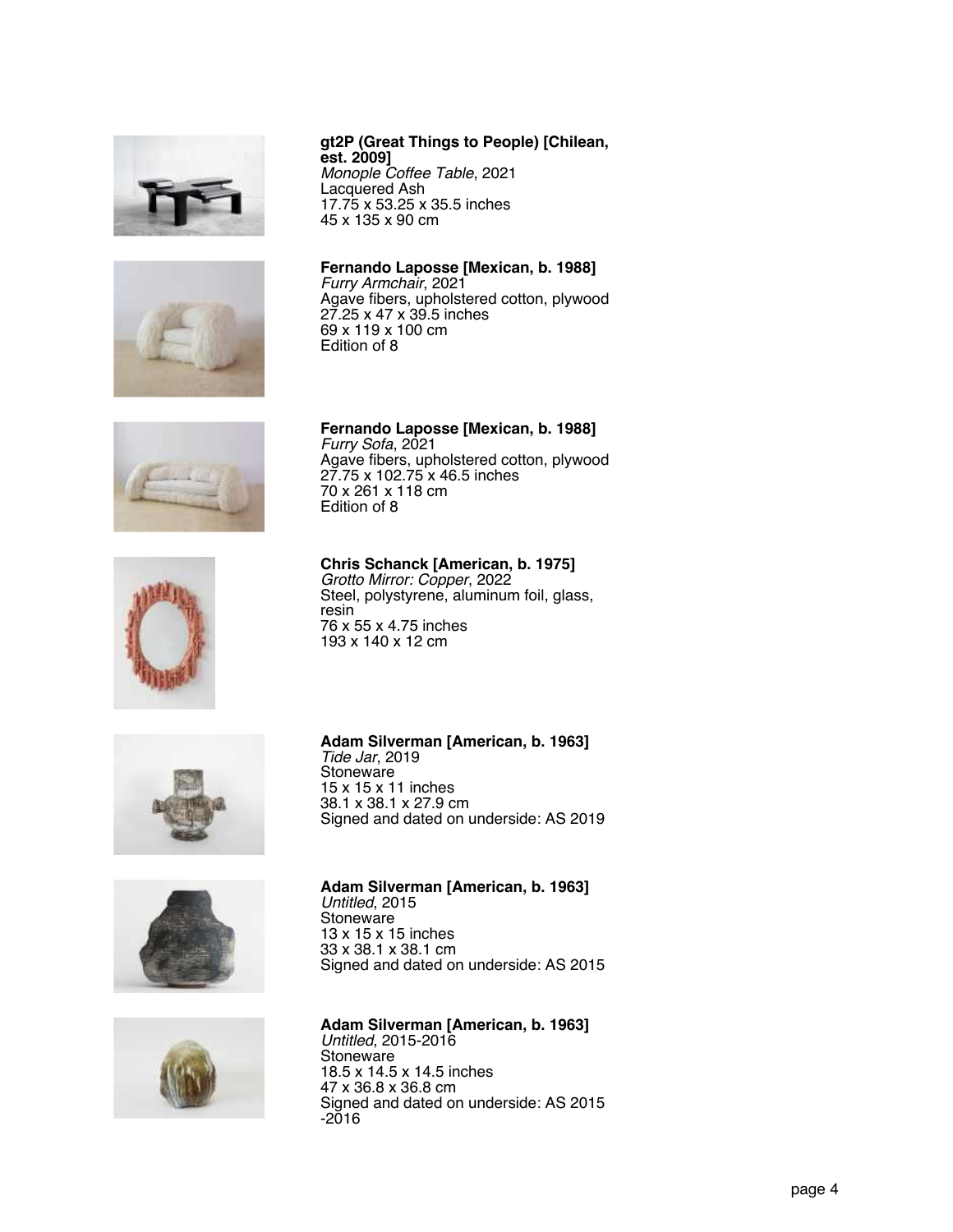**gt2P (Great Things to People) [Chilean, est. 2009]**
*Monople Coffee Table*, 2021
Lacquered Ash
17.75 x 53.25 x 35.5 inches
45 x 135 x 90 cm

**Fernando Laposse [Mexican, b. 1988]**
*Furry Armchair*, 2021
Agave fibers, upholstered cotton, plywood
27.25 x 47 x 39.5 inches
69 x 119 x 100 cm
Edition of 8

**Fernando Laposse [Mexican, b. 1988]**
*Furry Sofa*, 2021
Agave fibers, upholstered cotton, plywood
27.75 x 102.75 x 46.5 inches
70 x 261 x 118 cm
Edition of 8

**Chris Schanck [American, b. 1975]**
*Grotto Mirror: Copper*, 2022
Steel, polystyrene, aluminum foil, glass, resin
76 x 55 x 4.75 inches
193 x 140 x 12 cm

**Adam Silverman [American, b. 1963]**
*Tide Jar*, 2019
Stoneware
15 x 15 x 11 inches
38.1 x 38.1 x 27.9 cm
Signed and dated on underside: AS 2019

**Adam Silverman [American, b. 1963]**
*Untitled*, 2015
Stoneware
13 x 15 x 15 inches
33 x 38.1 x 38.1 cm
Signed and dated on underside: AS 2015

**Adam Silverman [American, b. 1963]**
*Untitled*, 2015-2016
Stoneware
18.5 x 14.5 x 14.5 inches
47 x 36.8 x 36.8 cm
Signed and dated on underside: AS 2015 -2016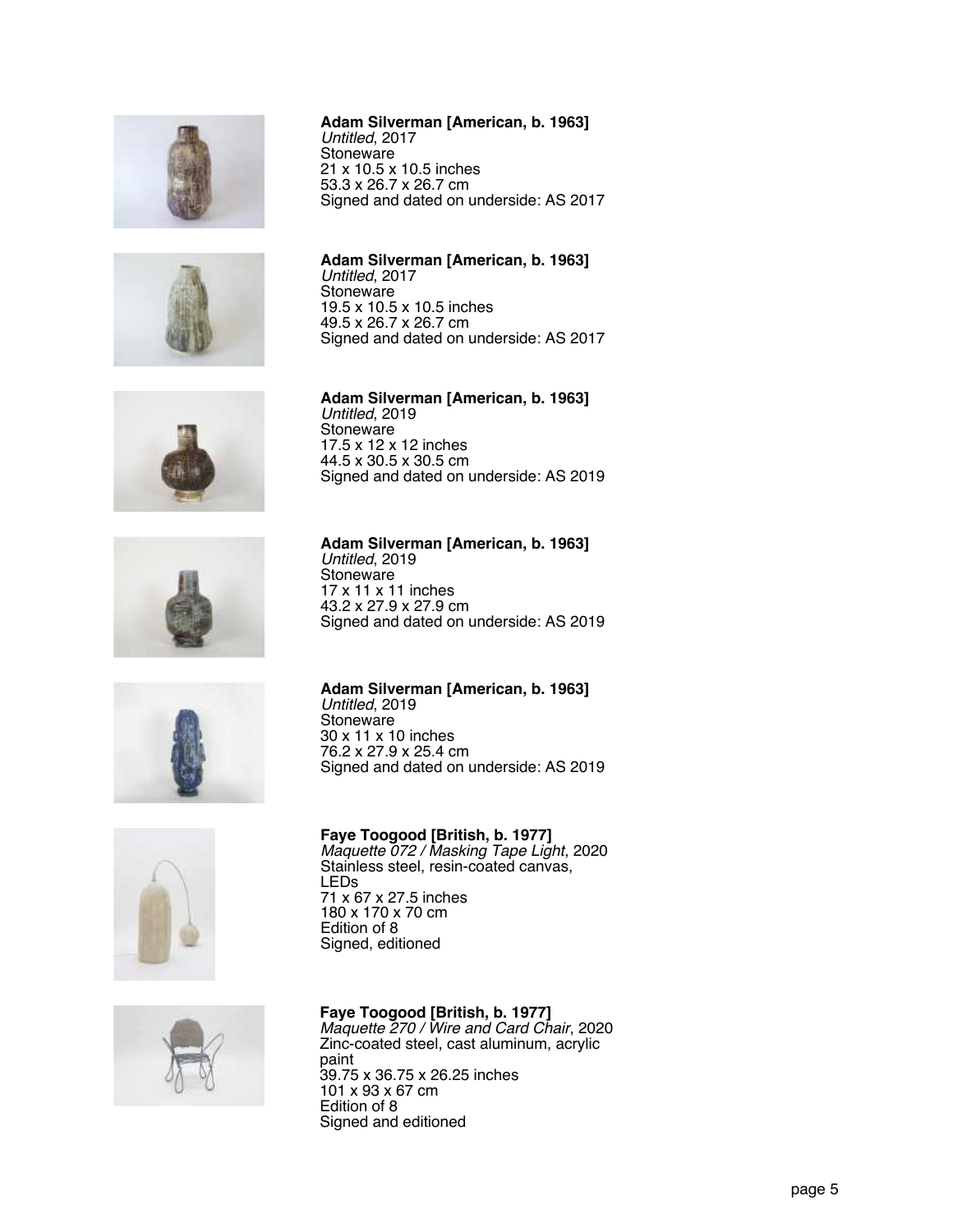**Adam Silverman [American, b. 1963]**
*Untitled*, 2017
Stoneware
21 x 10.5 x 10.5 inches
53.3 x 26.7 x 26.7 cm
Signed and dated on underside: AS 2017

**Adam Silverman [American, b. 1963]**
*Untitled*, 2017
Stoneware
19.5 x 10.5 x 10.5 inches
49.5 x 26.7 x 26.7 cm
Signed and dated on underside: AS 2017

**Adam Silverman [American, b. 1963]**
*Untitled*, 2019
Stoneware
17.5 x 12 x 12 inches
44.5 x 30.5 x 30.5 cm
Signed and dated on underside: AS 2019

**Adam Silverman [American, b. 1963]**
*Untitled*, 2019
Stoneware
17 x 11 x 11 inches
43.2 x 27.9 x 27.9 cm
Signed and dated on underside: AS 2019

**Adam Silverman [American, b. 1963]**
*Untitled*, 2019
Stoneware
30 x 11 x 10 inches
76.2 x 27.9 x 25.4 cm
Signed and dated on underside: AS 2019

**Faye Toogood [British, b. 1977]**
*Maquette 072 / Masking Tape Light*, 2020
Stainless steel, resin-coated canvas, LEDs
71 x 67 x 27.5 inches
180 x 170 x 70 cm
Edition of 8
Signed, editioned

**Faye Toogood [British, b. 1977]**
*Maquette 270 / Wire and Card Chair*, 2020
Zinc-coated steel, cast aluminum, acrylic paint
39.75 x 36.75 x 26.25 inches
101 x 93 x 67 cm
Edition of 8
Signed and editioned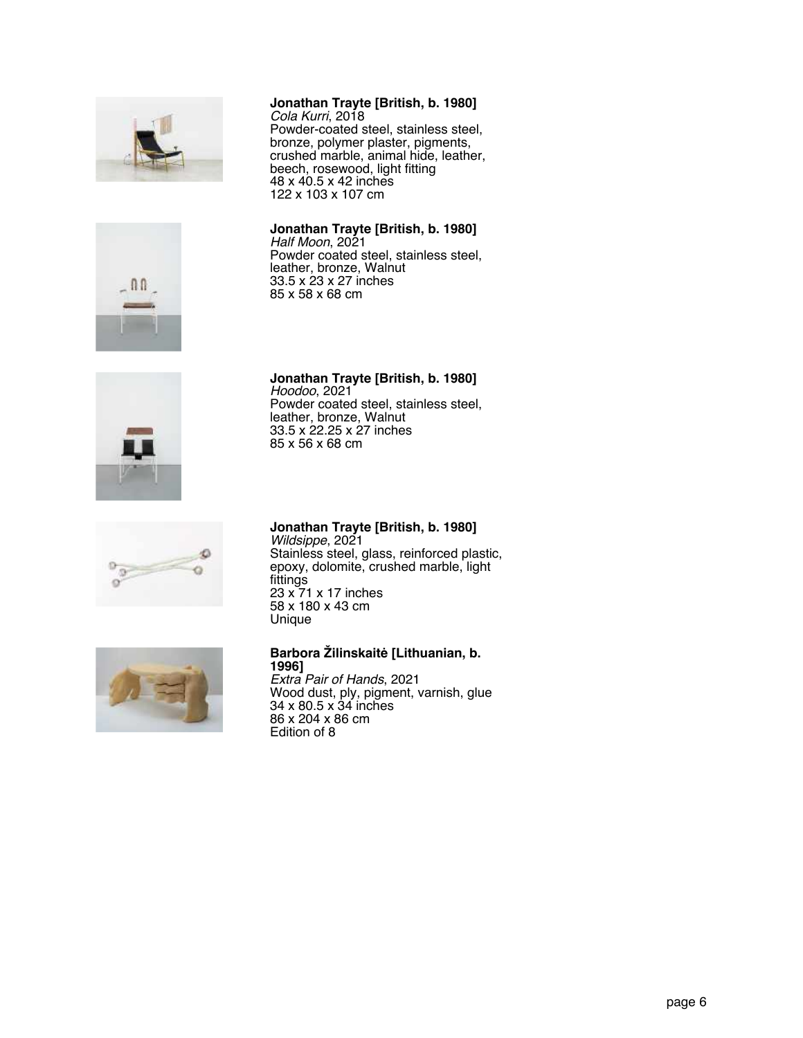**Jonathan Trayte [British, b. 1980]**
*Cola Kurri*, 2018
Powder-coated steel, stainless steel, bronze, polymer plaster, pigments, crushed marble, animal hide, leather, beech, rosewood, light fitting
48 x 40.5 x 42 inches
122 x 103 x 107 cm

**Jonathan Trayte [British, b. 1980]**
*Half Moon*, 2021
Powder coated steel, stainless steel, leather, bronze, Walnut
33.5 x 23 x 27 inches
85 x 58 x 68 cm

**Jonathan Trayte [British, b. 1980]**
*Hoodoo*, 2021
Powder coated steel, stainless steel, leather, bronze, Walnut
33.5 x 22.25 x 27 inches
85 x 56 x 68 cm

**Jonathan Trayte [British, b. 1980]**
*Wildsippe*, 2021
Stainless steel, glass, reinforced plastic, epoxy, dolomite, crushed marble, light fittings
23 x 71 x 17 inches
58 x 180 x 43 cm
Unique

**Barbora Žilinskaitė [Lithuanian, b. 1996]**
*Extra Pair of Hands*, 2021
Wood dust, ply, pigment, varnish, glue
34 x 80.5 x 34 inches
86 x 204 x 86 cm
Edition of 8